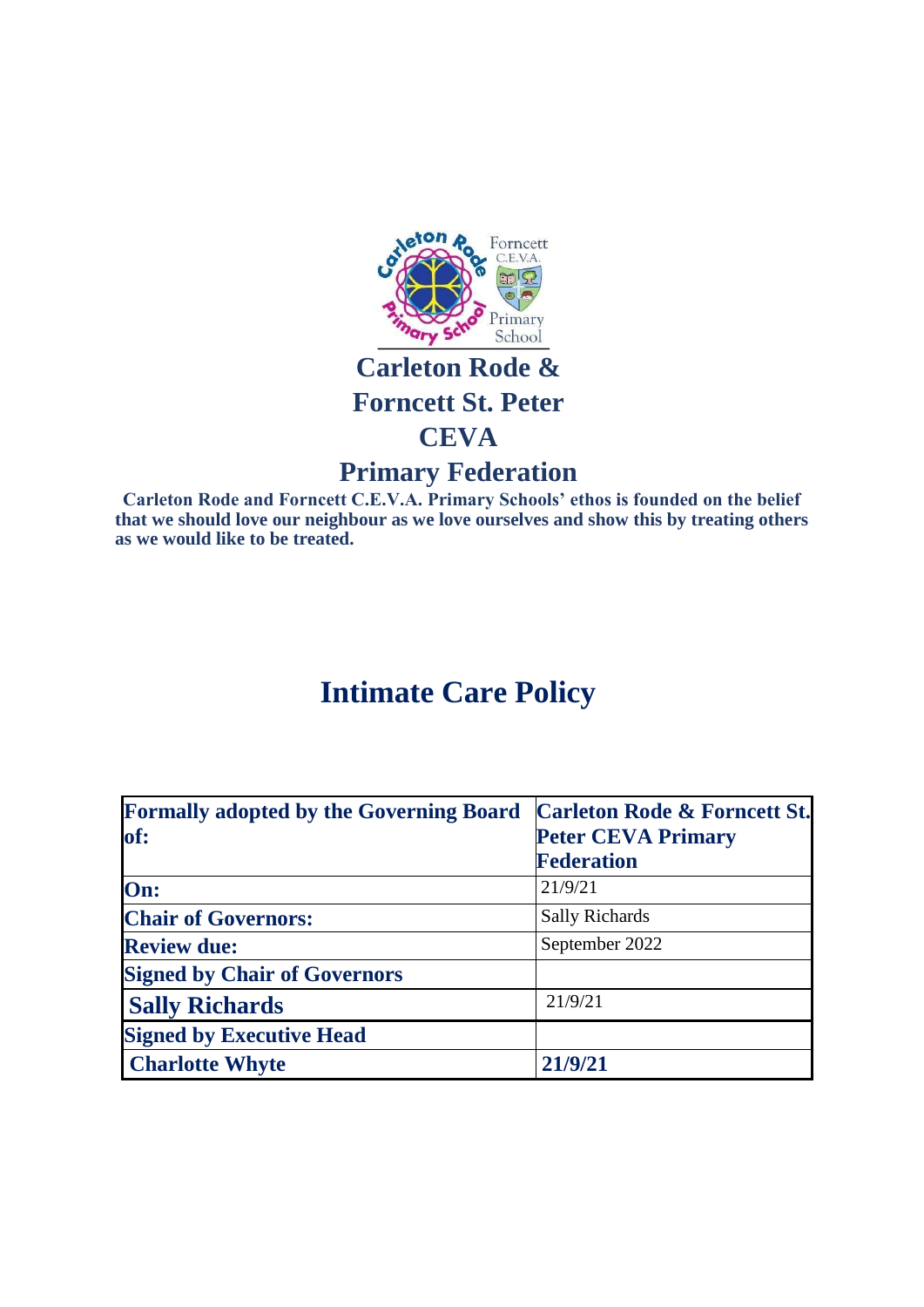# Carleton Rode & Forncett St. Peter CEVA Primary Federation

**Carleton Rode and Forncett C.E.V.A. Primary Schools' ethos is founded on the belief that we should love our neighbour as we love ourselves and show this by treating others as we would like to be treated.**

# Intimate Care Policy

| **Formally adopted by the Governing Board of:** | **Carleton Rode & Forncett St. Peter CEVA Primary Federation** |
|---|---|
| **On:** | 21/9/21 |
| **Chair of Governors:** | Sally Richards |
| **Review due:** | September 2022 |
| **Signed by Chair of Governors** | |
| **Sally Richards** | 21/9/21 |
| **Signed by Executive Head** | |
| **Charlotte Whyte** | **21/9/21** |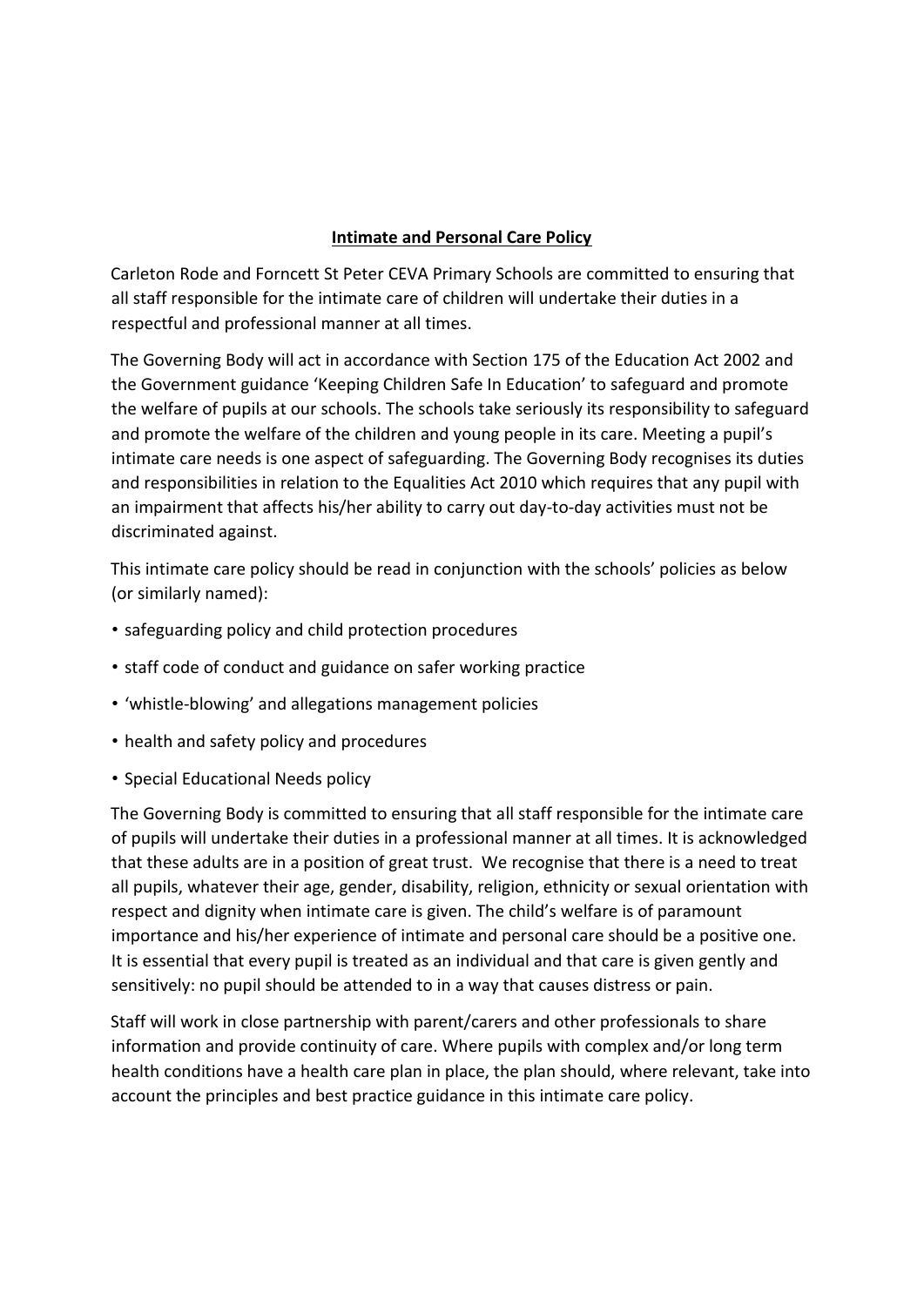## **Intimate and Personal Care Policy**

Carleton Rode and Forncett St Peter CEVA Primary Schools are committed to ensuring that all staff responsible for the intimate care of children will undertake their duties in a respectful and professional manner at all times.

The Governing Body will act in accordance with Section 175 of the Education Act 2002 and the Government guidance 'Keeping Children Safe In Education' to safeguard and promote the welfare of pupils at our schools. The schools take seriously its responsibility to safeguard and promote the welfare of the children and young people in its care. Meeting a pupil's intimate care needs is one aspect of safeguarding. The Governing Body recognises its duties and responsibilities in relation to the Equalities Act 2010 which requires that any pupil with an impairment that affects his/her ability to carry out day-to-day activities must not be discriminated against.

This intimate care policy should be read in conjunction with the schools' policies as below (or similarly named):

- safeguarding policy and child protection procedures
- staff code of conduct and guidance on safer working practice
- 'whistle-blowing' and allegations management policies
- health and safety policy and procedures
- Special Educational Needs policy

The Governing Body is committed to ensuring that all staff responsible for the intimate care of pupils will undertake their duties in a professional manner at all times. It is acknowledged that these adults are in a position of great trust. We recognise that there is a need to treat all pupils, whatever their age, gender, disability, religion, ethnicity or sexual orientation with respect and dignity when intimate care is given. The child's welfare is of paramount importance and his/her experience of intimate and personal care should be a positive one. It is essential that every pupil is treated as an individual and that care is given gently and sensitively: no pupil should be attended to in a way that causes distress or pain.

Staff will work in close partnership with parent/carers and other professionals to share information and provide continuity of care. Where pupils with complex and/or long term health conditions have a health care plan in place, the plan should, where relevant, take into account the principles and best practice guidance in this intimate care policy.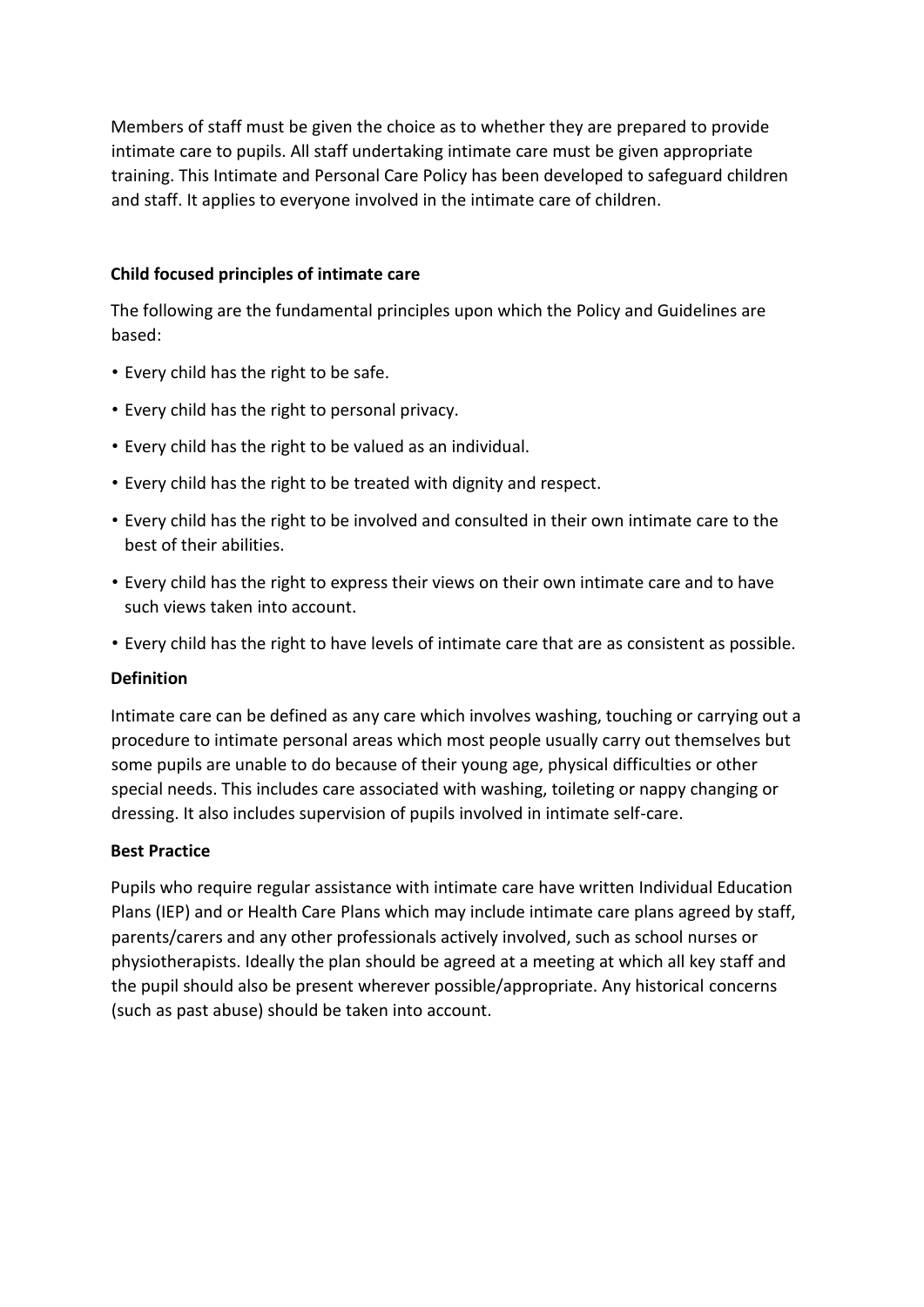Members of staff must be given the choice as to whether they are prepared to provide intimate care to pupils. All staff undertaking intimate care must be given appropriate training. This Intimate and Personal Care Policy has been developed to safeguard children and staff. It applies to everyone involved in the intimate care of children.

**Child focused principles of intimate care**

The following are the fundamental principles upon which the Policy and Guidelines are based:

- Every child has the right to be safe.
- Every child has the right to personal privacy.
- Every child has the right to be valued as an individual.
- Every child has the right to be treated with dignity and respect.
- Every child has the right to be involved and consulted in their own intimate care to the best of their abilities.
- Every child has the right to express their views on their own intimate care and to have such views taken into account.
- Every child has the right to have levels of intimate care that are as consistent as possible.

**Definition**

Intimate care can be defined as any care which involves washing, touching or carrying out a procedure to intimate personal areas which most people usually carry out themselves but some pupils are unable to do because of their young age, physical difficulties or other special needs. This includes care associated with washing, toileting or nappy changing or dressing. It also includes supervision of pupils involved in intimate self-care.

**Best Practice**

Pupils who require regular assistance with intimate care have written Individual Education Plans (IEP) and or Health Care Plans which may include intimate care plans agreed by staff, parents/carers and any other professionals actively involved, such as school nurses or physiotherapists. Ideally the plan should be agreed at a meeting at which all key staff and the pupil should also be present wherever possible/appropriate. Any historical concerns (such as past abuse) should be taken into account.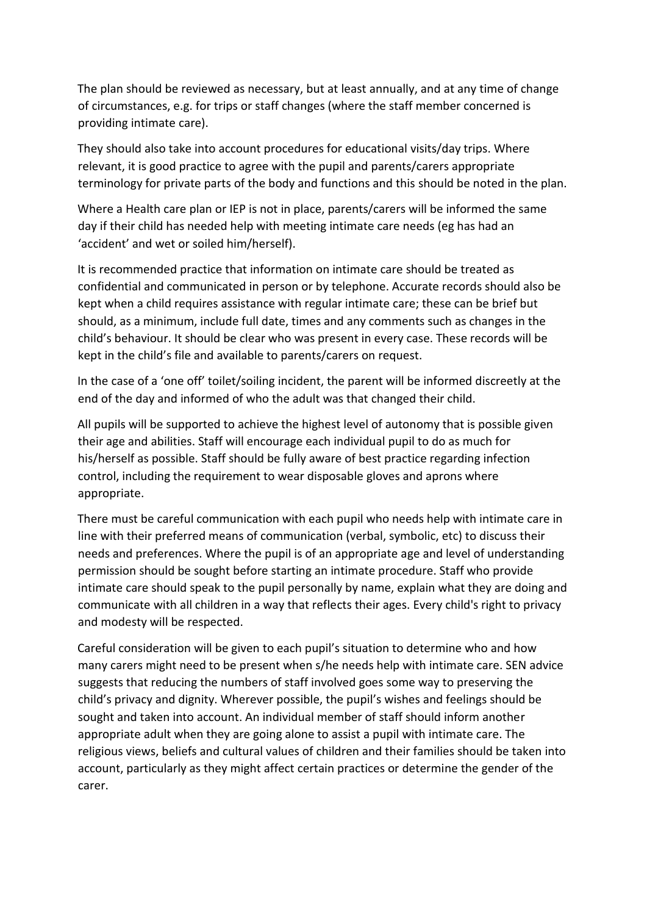The plan should be reviewed as necessary, but at least annually, and at any time of change of circumstances, e.g. for trips or staff changes (where the staff member concerned is providing intimate care).

They should also take into account procedures for educational visits/day trips. Where relevant, it is good practice to agree with the pupil and parents/carers appropriate terminology for private parts of the body and functions and this should be noted in the plan.

Where a Health care plan or IEP is not in place, parents/carers will be informed the same day if their child has needed help with meeting intimate care needs (eg has had an 'accident' and wet or soiled him/herself).

It is recommended practice that information on intimate care should be treated as confidential and communicated in person or by telephone. Accurate records should also be kept when a child requires assistance with regular intimate care; these can be brief but should, as a minimum, include full date, times and any comments such as changes in the child's behaviour. It should be clear who was present in every case. These records will be kept in the child's file and available to parents/carers on request.

In the case of a 'one off' toilet/soiling incident, the parent will be informed discreetly at the end of the day and informed of who the adult was that changed their child.

All pupils will be supported to achieve the highest level of autonomy that is possible given their age and abilities. Staff will encourage each individual pupil to do as much for his/herself as possible. Staff should be fully aware of best practice regarding infection control, including the requirement to wear disposable gloves and aprons where appropriate.

There must be careful communication with each pupil who needs help with intimate care in line with their preferred means of communication (verbal, symbolic, etc) to discuss their needs and preferences. Where the pupil is of an appropriate age and level of understanding permission should be sought before starting an intimate procedure. Staff who provide intimate care should speak to the pupil personally by name, explain what they are doing and communicate with all children in a way that reflects their ages. Every child's right to privacy and modesty will be respected.

Careful consideration will be given to each pupil's situation to determine who and how many carers might need to be present when s/he needs help with intimate care. SEN advice suggests that reducing the numbers of staff involved goes some way to preserving the child's privacy and dignity. Wherever possible, the pupil's wishes and feelings should be sought and taken into account. An individual member of staff should inform another appropriate adult when they are going alone to assist a pupil with intimate care. The religious views, beliefs and cultural values of children and their families should be taken into account, particularly as they might affect certain practices or determine the gender of the carer.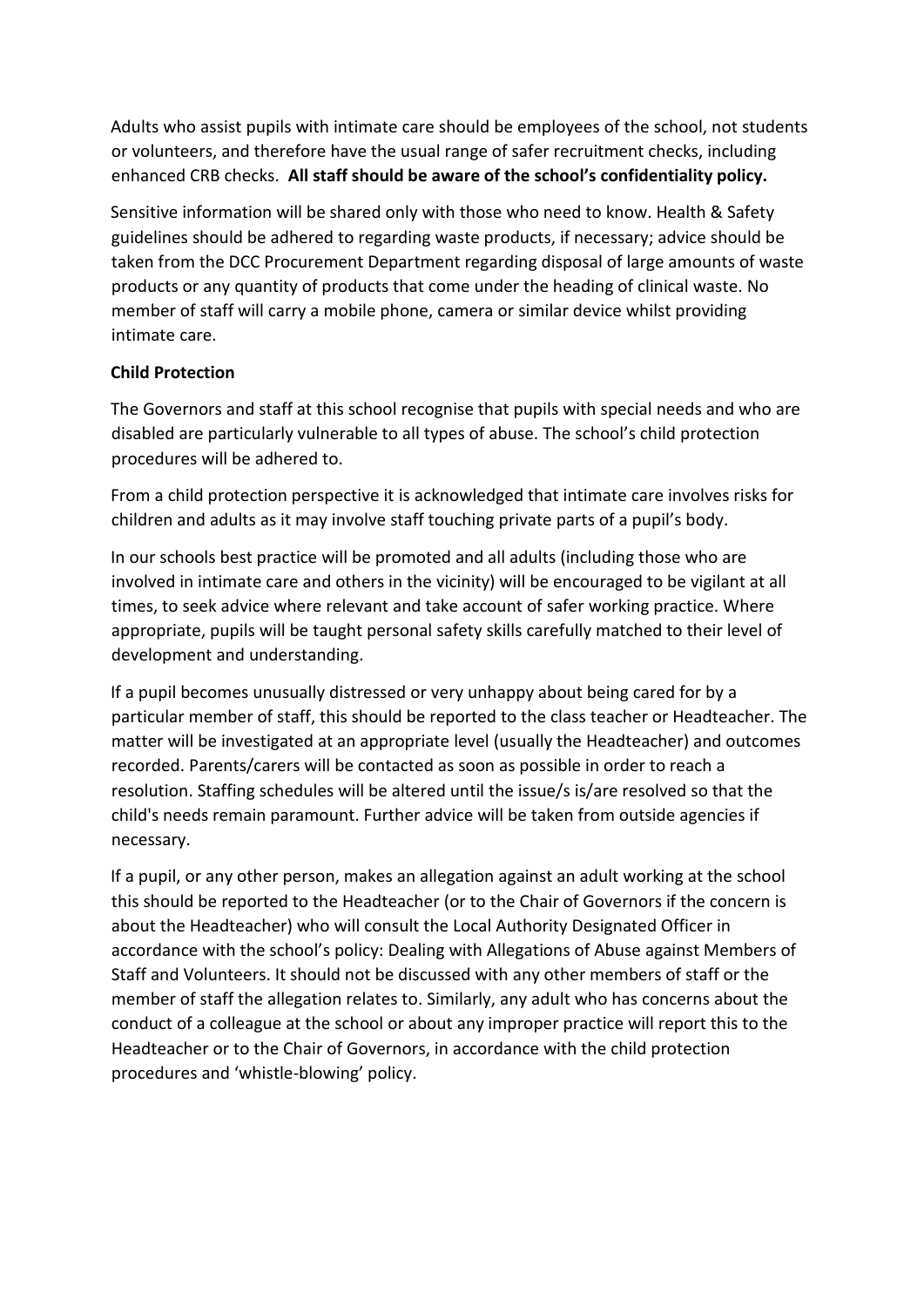Adults who assist pupils with intimate care should be employees of the school, not students or volunteers, and therefore have the usual range of safer recruitment checks, including enhanced CRB checks. **All staff should be aware of the school's confidentiality policy.**

Sensitive information will be shared only with those who need to know. Health & Safety guidelines should be adhered to regarding waste products, if necessary; advice should be taken from the DCC Procurement Department regarding disposal of large amounts of waste products or any quantity of products that come under the heading of clinical waste. No member of staff will carry a mobile phone, camera or similar device whilst providing intimate care.

**Child Protection**

The Governors and staff at this school recognise that pupils with special needs and who are disabled are particularly vulnerable to all types of abuse. The school's child protection procedures will be adhered to.

From a child protection perspective it is acknowledged that intimate care involves risks for children and adults as it may involve staff touching private parts of a pupil's body.

In our schools best practice will be promoted and all adults (including those who are involved in intimate care and others in the vicinity) will be encouraged to be vigilant at all times, to seek advice where relevant and take account of safer working practice. Where appropriate, pupils will be taught personal safety skills carefully matched to their level of development and understanding.

If a pupil becomes unusually distressed or very unhappy about being cared for by a particular member of staff, this should be reported to the class teacher or Headteacher. The matter will be investigated at an appropriate level (usually the Headteacher) and outcomes recorded. Parents/carers will be contacted as soon as possible in order to reach a resolution. Staffing schedules will be altered until the issue/s is/are resolved so that the child's needs remain paramount. Further advice will be taken from outside agencies if necessary.

If a pupil, or any other person, makes an allegation against an adult working at the school this should be reported to the Headteacher (or to the Chair of Governors if the concern is about the Headteacher) who will consult the Local Authority Designated Officer in accordance with the school's policy: Dealing with Allegations of Abuse against Members of Staff and Volunteers. It should not be discussed with any other members of staff or the member of staff the allegation relates to. Similarly, any adult who has concerns about the conduct of a colleague at the school or about any improper practice will report this to the Headteacher or to the Chair of Governors, in accordance with the child protection procedures and 'whistle-blowing' policy.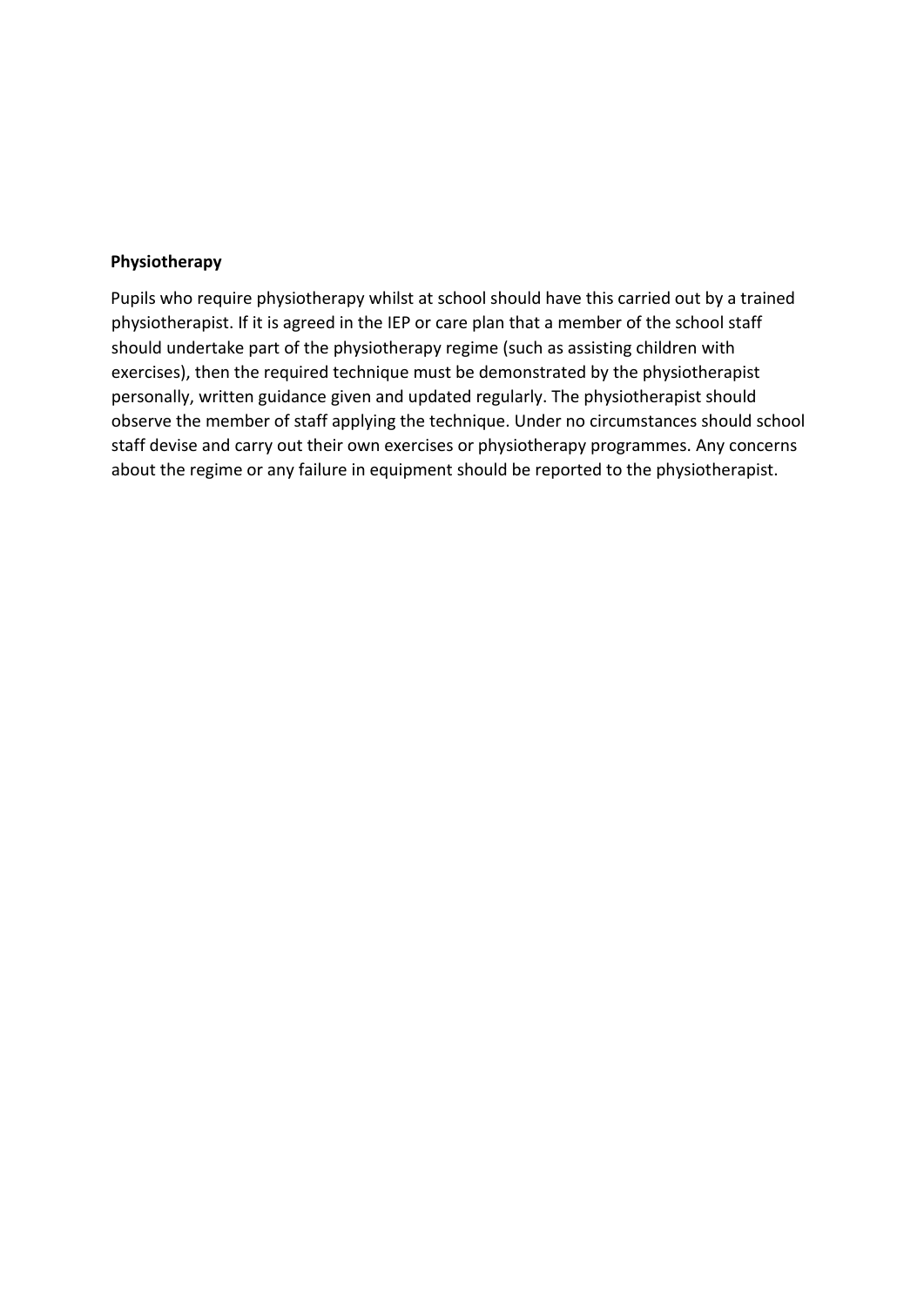**Physiotherapy**

Pupils who require physiotherapy whilst at school should have this carried out by a trained physiotherapist. If it is agreed in the IEP or care plan that a member of the school staff should undertake part of the physiotherapy regime (such as assisting children with exercises), then the required technique must be demonstrated by the physiotherapist personally, written guidance given and updated regularly. The physiotherapist should observe the member of staff applying the technique. Under no circumstances should school staff devise and carry out their own exercises or physiotherapy programmes. Any concerns about the regime or any failure in equipment should be reported to the physiotherapist.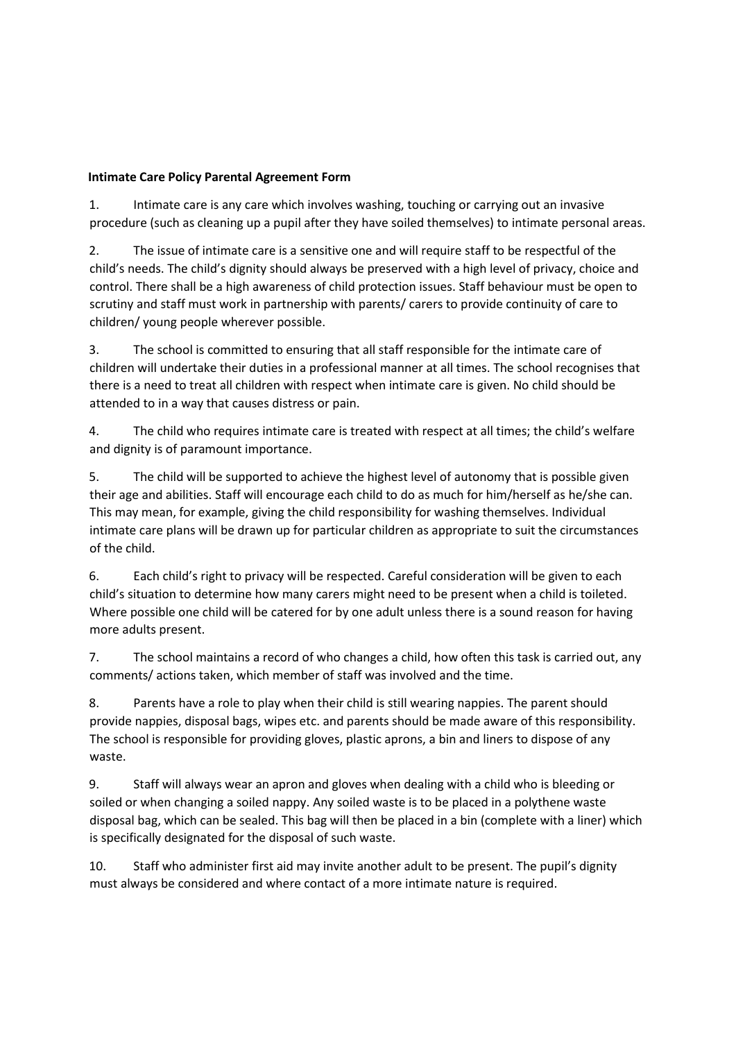**Intimate Care Policy Parental Agreement Form**

1. Intimate care is any care which involves washing, touching or carrying out an invasive procedure (such as cleaning up a pupil after they have soiled themselves) to intimate personal areas.

2. The issue of intimate care is a sensitive one and will require staff to be respectful of the child's needs. The child's dignity should always be preserved with a high level of privacy, choice and control. There shall be a high awareness of child protection issues. Staff behaviour must be open to scrutiny and staff must work in partnership with parents/ carers to provide continuity of care to children/ young people wherever possible.

3. The school is committed to ensuring that all staff responsible for the intimate care of children will undertake their duties in a professional manner at all times. The school recognises that there is a need to treat all children with respect when intimate care is given. No child should be attended to in a way that causes distress or pain.

4. The child who requires intimate care is treated with respect at all times; the child's welfare and dignity is of paramount importance.

5. The child will be supported to achieve the highest level of autonomy that is possible given their age and abilities. Staff will encourage each child to do as much for him/herself as he/she can. This may mean, for example, giving the child responsibility for washing themselves. Individual intimate care plans will be drawn up for particular children as appropriate to suit the circumstances of the child.

6. Each child's right to privacy will be respected. Careful consideration will be given to each child's situation to determine how many carers might need to be present when a child is toileted. Where possible one child will be catered for by one adult unless there is a sound reason for having more adults present.

7. The school maintains a record of who changes a child, how often this task is carried out, any comments/ actions taken, which member of staff was involved and the time.

8. Parents have a role to play when their child is still wearing nappies. The parent should provide nappies, disposal bags, wipes etc. and parents should be made aware of this responsibility. The school is responsible for providing gloves, plastic aprons, a bin and liners to dispose of any waste.

9. Staff will always wear an apron and gloves when dealing with a child who is bleeding or soiled or when changing a soiled nappy. Any soiled waste is to be placed in a polythene waste disposal bag, which can be sealed. This bag will then be placed in a bin (complete with a liner) which is specifically designated for the disposal of such waste.

10. Staff who administer first aid may invite another adult to be present. The pupil's dignity must always be considered and where contact of a more intimate nature is required.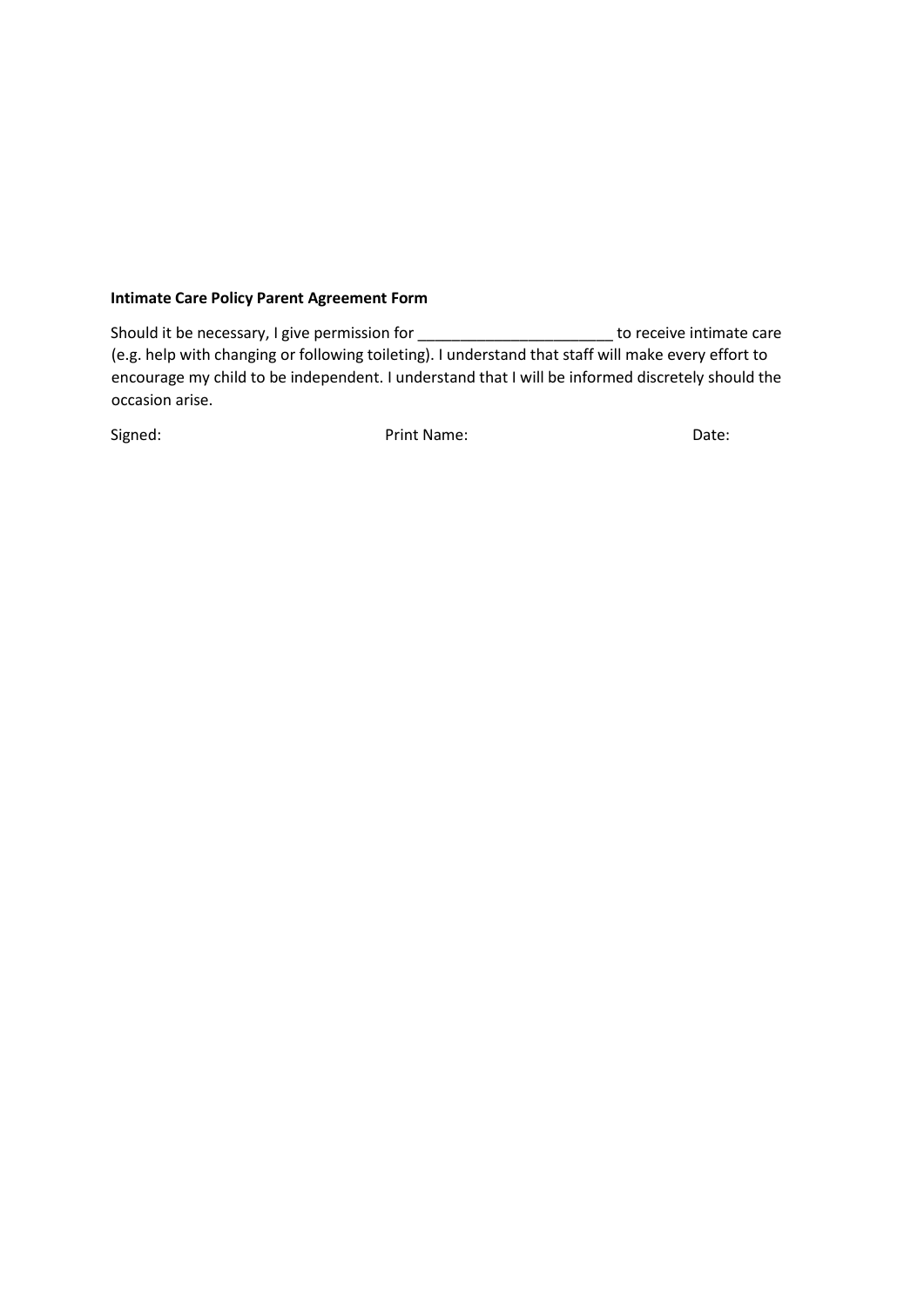**Intimate Care Policy Parent Agreement Form**

Should it be necessary, I give permission for ______________________ to receive intimate care (e.g. help with changing or following toileting). I understand that staff will make every effort to encourage my child to be independent. I understand that I will be informed discretely should the occasion arise.

Signed: Print Name: Date: